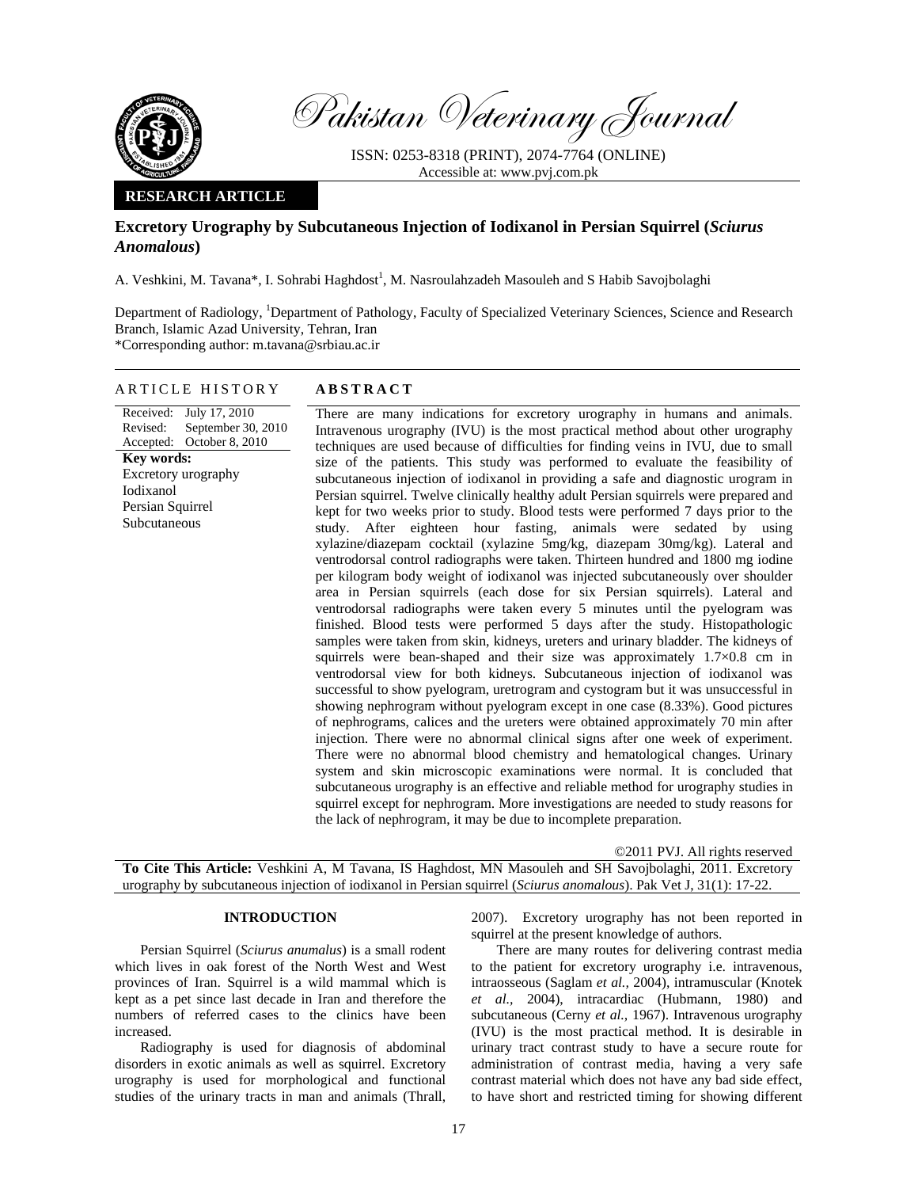Pakistan Veterinary Journal

ISSN: 0253-8318 (PRINT), 2074-7764 (ONLINE)
Accessible at: www.pvj.com.pk

**RESEARCH ARTICLE**

# Excretory Urography by Subcutaneous Injection of Iodixanol in Persian Squirrel (*Sciurus Anomalous*)

A. Veshkini, M. Tavana*, I. Sohrabi Haghdost[1], M. Nasroulahzadeh Masouleh and S Habib Savojbolaghi

Department of Radiology, [1]Department of Pathology, Faculty of Specialized Veterinary Sciences, Science and Research Branch, Islamic Azad University, Tehran, Iran
*Corresponding author: m.tavana@srbiau.ac.ir

## ARTICLE HISTORY

Received: July 17, 2010
Revised: September 30, 2010
Accepted: October 8, 2010

**Key words:**
Excretory urography
Iodixanol
Persian Squirrel
Subcutaneous

## ABSTRACT

There are many indications for excretory urography in humans and animals. Intravenous urography (IVU) is the most practical method about other urography techniques are used because of difficulties for finding veins in IVU, due to small size of the patients. This study was performed to evaluate the feasibility of subcutaneous injection of iodixanol in providing a safe and diagnostic urogram in Persian squirrel. Twelve clinically healthy adult Persian squirrels were prepared and kept for two weeks prior to study. Blood tests were performed 7 days prior to the study. After eighteen hour fasting, animals were sedated by using xylazine/diazepam cocktail (xylazine 5mg/kg, diazepam 30mg/kg). Lateral and ventrodorsal control radiographs were taken. Thirteen hundred and 1800 mg iodine per kilogram body weight of iodixanol was injected subcutaneously over shoulder area in Persian squirrels (each dose for six Persian squirrels). Lateral and ventrodorsal radiographs were taken every 5 minutes until the pyelogram was finished. Blood tests were performed 5 days after the study. Histopathologic samples were taken from skin, kidneys, ureters and urinary bladder. The kidneys of squirrels were bean-shaped and their size was approximately 1.7×0.8 cm in ventrodorsal view for both kidneys. Subcutaneous injection of iodixanol was successful to show pyelogram, uretrogram and cystogram but it was unsuccessful in showing nephrogram without pyelogram except in one case (8.33%). Good pictures of nephrograms, calices and the ureters were obtained approximately 70 min after injection. There were no abnormal clinical signs after one week of experiment. There were no abnormal blood chemistry and hematological changes. Urinary system and skin microscopic examinations were normal. It is concluded that subcutaneous urography is an effective and reliable method for urography studies in squirrel except for nephrogram. More investigations are needed to study reasons for the lack of nephrogram, it may be due to incomplete preparation.

©2011 PVJ. All rights reserved

**To Cite This Article:** Veshkini A, M Tavana, IS Haghdost, MN Masouleh and SH Savojbolaghi, 2011. Excretory urography by subcutaneous injection of iodixanol in Persian squirrel (*Sciurus anomalous*). Pak Vet J, 31(1): 17-22.

## INTRODUCTION

Persian Squirrel (*Sciurus anumalus*) is a small rodent which lives in oak forest of the North West and West provinces of Iran. Squirrel is a wild mammal which is kept as a pet since last decade in Iran and therefore the numbers of referred cases to the clinics have been increased.

Radiography is used for diagnosis of abdominal disorders in exotic animals as well as squirrel. Excretory urography is used for morphological and functional studies of the urinary tracts in man and animals (Thrall, 2007). Excretory urography has not been reported in squirrel at the present knowledge of authors.

There are many routes for delivering contrast media to the patient for excretory urography i.e. intravenous, intraosseous (Saglam *et al.,* 2004), intramuscular (Knotek *et al.,* 2004), intracardiac (Hubmann, 1980) and subcutaneous (Cerny *et al.,* 1967). Intravenous urography (IVU) is the most practical method. It is desirable in urinary tract contrast study to have a secure route for administration of contrast media, having a very safe contrast material which does not have any bad side effect, to have short and restricted timing for showing different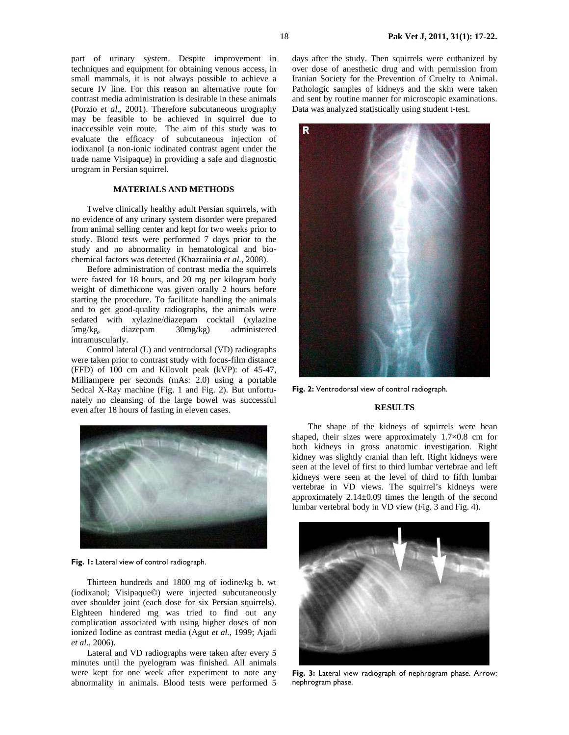part of urinary system. Despite improvement in techniques and equipment for obtaining venous access, in small mammals, it is not always possible to achieve a secure IV line. For this reason an alternative route for contrast media administration is desirable in these animals (Porzio *et al.,* 2001). Therefore subcutaneous urography may be feasible to be achieved in squirrel due to inaccessible vein route. The aim of this study was to evaluate the efficacy of subcutaneous injection of iodixanol (a non-ionic iodinated contrast agent under the trade name Visipaque) in providing a safe and diagnostic urogram in Persian squirrel.

## MATERIALS AND METHODS

Twelve clinically healthy adult Persian squirrels, with no evidence of any urinary system disorder were prepared from animal selling center and kept for two weeks prior to study. Blood tests were performed 7 days prior to the study and no abnormality in hematological and biochemical factors was detected (Khazraiinia *et al.*, 2008).

Before administration of contrast media the squirrels were fasted for 18 hours, and 20 mg per kilogram body weight of dimethicone was given orally 2 hours before starting the procedure. To facilitate handling the animals and to get good-quality radiographs, the animals were sedated with xylazine/diazepam cocktail (xylazine 5mg/kg, diazepam 30mg/kg) administered intramuscularly.

Control lateral (L) and ventrodorsal (VD) radiographs were taken prior to contrast study with focus-film distance (FFD) of 100 cm and Kilovolt peak (kVP): of 45-47, Milliampere per seconds (mAs: 2.0) using a portable Sedcal X-Ray machine (Fig. 1 and Fig. 2). But unfortunately no cleansing of the large bowel was successful even after 18 hours of fasting in eleven cases.

**Fig. 1:** Lateral view of control radiograph.

Thirteen hundreds and 1800 mg of iodine/kg b. wt (iodixanol; Visipaque©) were injected subcutaneously over shoulder joint (each dose for six Persian squirrels). Eighteen hindered mg was tried to find out any complication associated with using higher doses of non ionized Iodine as contrast media (Agut *et al.*, 1999; Ajadi *et al*., 2006).

Lateral and VD radiographs were taken after every 5 minutes until the pyelogram was finished. All animals were kept for one week after experiment to note any abnormality in animals. Blood tests were performed 5 days after the study. Then squirrels were euthanized by over dose of anesthetic drug and with permission from Iranian Society for the Prevention of Cruelty to Animal. Pathologic samples of kidneys and the skin were taken and sent by routine manner for microscopic examinations. Data was analyzed statistically using student t-test.

**Fig. 2:** Ventrodorsal view of control radiograph.

## RESULTS

The shape of the kidneys of squirrels were bean shaped, their sizes were approximately 1.7×0.8 cm for both kidneys in gross anatomic investigation. Right kidney was slightly cranial than left. Right kidneys were seen at the level of first to third lumbar vertebrae and left kidneys were seen at the level of third to fifth lumbar vertebrae in VD views. The squirrel's kidneys were approximately 2.14±0.09 times the length of the second lumbar vertebral body in VD view (Fig. 3 and Fig. 4).

**Fig. 3:** Lateral view radiograph of nephrogram phase. Arrow: nephrogram phase.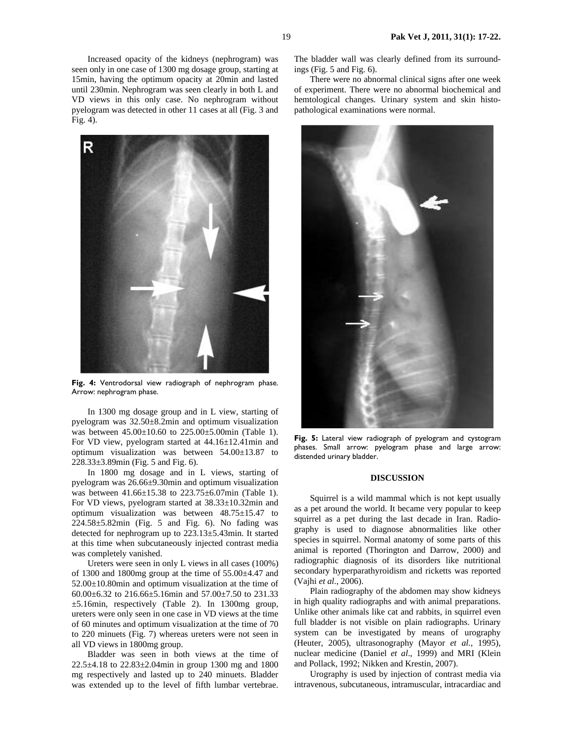Increased opacity of the kidneys (nephrogram) was seen only in one case of 1300 mg dosage group, starting at 15min, having the optimum opacity at 20min and lasted until 230min. Nephrogram was seen clearly in both L and VD views in this only case. No nephrogram without pyelogram was detected in other 11 cases at all (Fig. 3 and Fig. 4).

**Fig. 4:** Ventrodorsal view radiograph of nephrogram phase. Arrow: nephrogram phase.

In 1300 mg dosage group and in L view, starting of pyelogram was 32.50±8.2min and optimum visualization was between 45.00±10.60 to 225.00±5.00min (Table 1). For VD view, pyelogram started at 44.16±12.41min and optimum visualization was between 54.00±13.87 to 228.33±3.89min (Fig. 5 and Fig. 6).

In 1800 mg dosage and in L views, starting of pyelogram was 26.66±9.30min and optimum visualization was between 41.66±15.38 to 223.75±6.07min (Table 1). For VD views, pyelogram started at 38.33±10.32min and optimum visualization was between 48.75±15.47 to 224.58±5.82min (Fig. 5 and Fig. 6). No fading was detected for nephrogram up to 223.13±5.43min. It started at this time when subcutaneously injected contrast media was completely vanished.

Ureters were seen in only L views in all cases (100%) of 1300 and 1800mg group at the time of 55.00±4.47 and 52.00±10.80min and optimum visualization at the time of 60.00±6.32 to 216.66±5.16min and 57.00±7.50 to 231.33 ±5.16min, respectively (Table 2). In 1300mg group, ureters were only seen in one case in VD views at the time of 60 minutes and optimum visualization at the time of 70 to 220 minuets (Fig. 7) whereas ureters were not seen in all VD views in 1800mg group.

Bladder was seen in both views at the time of 22.5±4.18 to 22.83±2.04min in group 1300 mg and 1800 mg respectively and lasted up to 240 minuets. Bladder was extended up to the level of fifth lumbar vertebrae. The bladder wall was clearly defined from its surroundings (Fig. 5 and Fig. 6).

There were no abnormal clinical signs after one week of experiment. There were no abnormal biochemical and hemtological changes. Urinary system and skin histopathological examinations were normal.

**Fig. 5:** Lateral view radiograph of pyelogram and cystogram phases. Small arrow: pyelogram phase and large arrow: distended urinary bladder.

## DISCUSSION

Squirrel is a wild mammal which is not kept usually as a pet around the world. It became very popular to keep squirrel as a pet during the last decade in Iran. Radiography is used to diagnose abnormalities like other species in squirrel. Normal anatomy of some parts of this animal is reported (Thorington and Darrow, 2000) and radiographic diagnosis of its disorders like nutritional secondary hyperparathyroidism and ricketts was reported (Vajhi *et al.*, 2006).

Plain radiography of the abdomen may show kidneys in high quality radiographs and with animal preparations. Unlike other animals like cat and rabbits, in squirrel even full bladder is not visible on plain radiographs. Urinary system can be investigated by means of urography (Heuter, 2005), ultrasonography (Mayor *et al.*, 1995), nuclear medicine (Daniel *et al*., 1999) and MRI (Klein and Pollack, 1992; Nikken and Krestin, 2007).

Urography is used by injection of contrast media via intravenous, subcutaneous, intramuscular, intracardiac and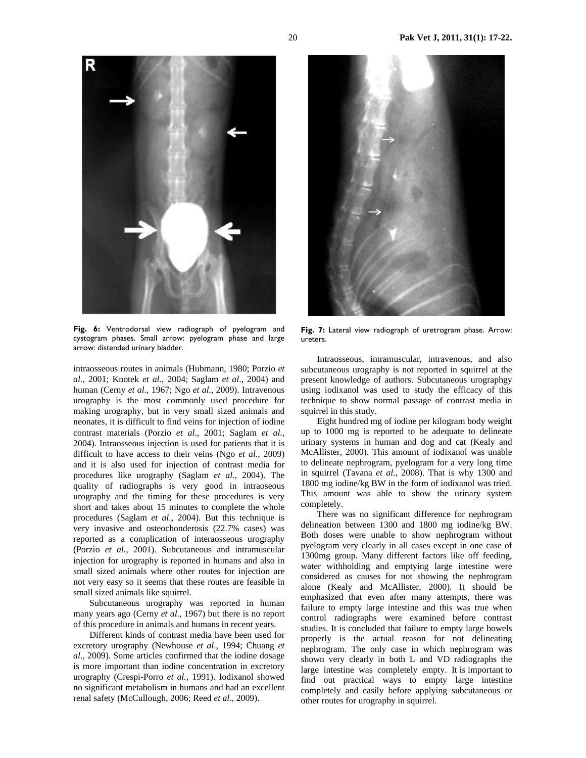Fig. 6: Ventrodorsal view radiograph of pyelogram and cystogram phases. Small arrow: pyelogram phase and large arrow: distended urinary bladder.

Fig. 7: Lateral view radiograph of uretrogram phase. Arrow: ureters.

intraosseous routes in animals (Hubmann, 1980; Porzio *et al.*, 2001; Knotek *et al.*, 2004; Saglam *et al*., 2004) and human (Cerny *et al.*, 1967; Ngo *et al.*, 2009). Intravenous urography is the most commonly used procedure for making urography, but in very small sized animals and neonates, it is difficult to find veins for injection of iodine contrast materials (Porzio *et al*., 2001; Saglam *et al.*, 2004). Intraosseous injection is used for patients that it is difficult to have access to their veins (Ngo *et al*., 2009) and it is also used for injection of contrast media for procedures like urography (Saglam *et al.*, 2004). The quality of radiographs is very good in intraoseous urography and the timing for these procedures is very short and takes about 15 minutes to complete the whole procedures (Saglam *et al*., 2004). But this technique is very invasive and osteochonderosis (22.7% cases) was reported as a complication of interaosseous urography (Porzio *et al*., 2001). Subcutaneous and intramuscular injection for urography is reported in humans and also in small sized animals where other routes for injection are not very easy so it seems that these routes are feasible in small sized animals like squirrel.

Subcutaneous urography was reported in human many years ago (Cerny *et al*., 1967) but there is no report of this procedure in animals and humans in recent years.

Different kinds of contrast media have been used for excretory urography (Newhouse *et al*., 1994; Chuang *et al*., 2009). Some articles confirmed that the iodine dosage is more important than iodine concentration in excretory urography (Crespi-Porro *et al.,* 1991). Iodixanol showed no significant metabolism in humans and had an excellent renal safety (McCullough, 2006; Reed *et al*., 2009).

Intraosseous, intramuscular, intravenous, and also subcutaneous urography is not reported in squirrel at the present knowledge of authors. Subcutaneous urographgy using iodixanol was used to study the efficacy of this technique to show normal passage of contrast media in squirrel in this study.

Eight hundred mg of iodine per kilogram body weight up to 1000 mg is reported to be adequate to delineate urinary systems in human and dog and cat (Kealy and McAllister, 2000). This amount of iodixanol was unable to delineate nephrogram, pyelogram for a very long time in squirrel (Tavana *et al*., 2008). That is why 1300 and 1800 mg iodine/kg BW in the form of iodixanol was tried. This amount was able to show the urinary system completely.

There was no significant difference for nephrogram delineation between 1300 and 1800 mg iodine/kg BW. Both doses were unable to show nephrogram without pyelogram very clearly in all cases except in one case of 1300mg group. Many different factors like off feeding, water withholding and emptying large intestine were considered as causes for not showing the nephrogram alone (Kealy and McAllister, 2000). It should be emphasized that even after many attempts, there was failure to empty large intestine and this was true when control radiographs were examined before contrast studies. It is concluded that failure to empty large bowels properly is the actual reason for not delineating nephrogram. The only case in which nephrogram was shown very clearly in both L and VD radiographs the large intestine was completely empty. It is important to find out practical ways to empty large intestine completely and easily before applying subcutaneous or other routes for urography in squirrel.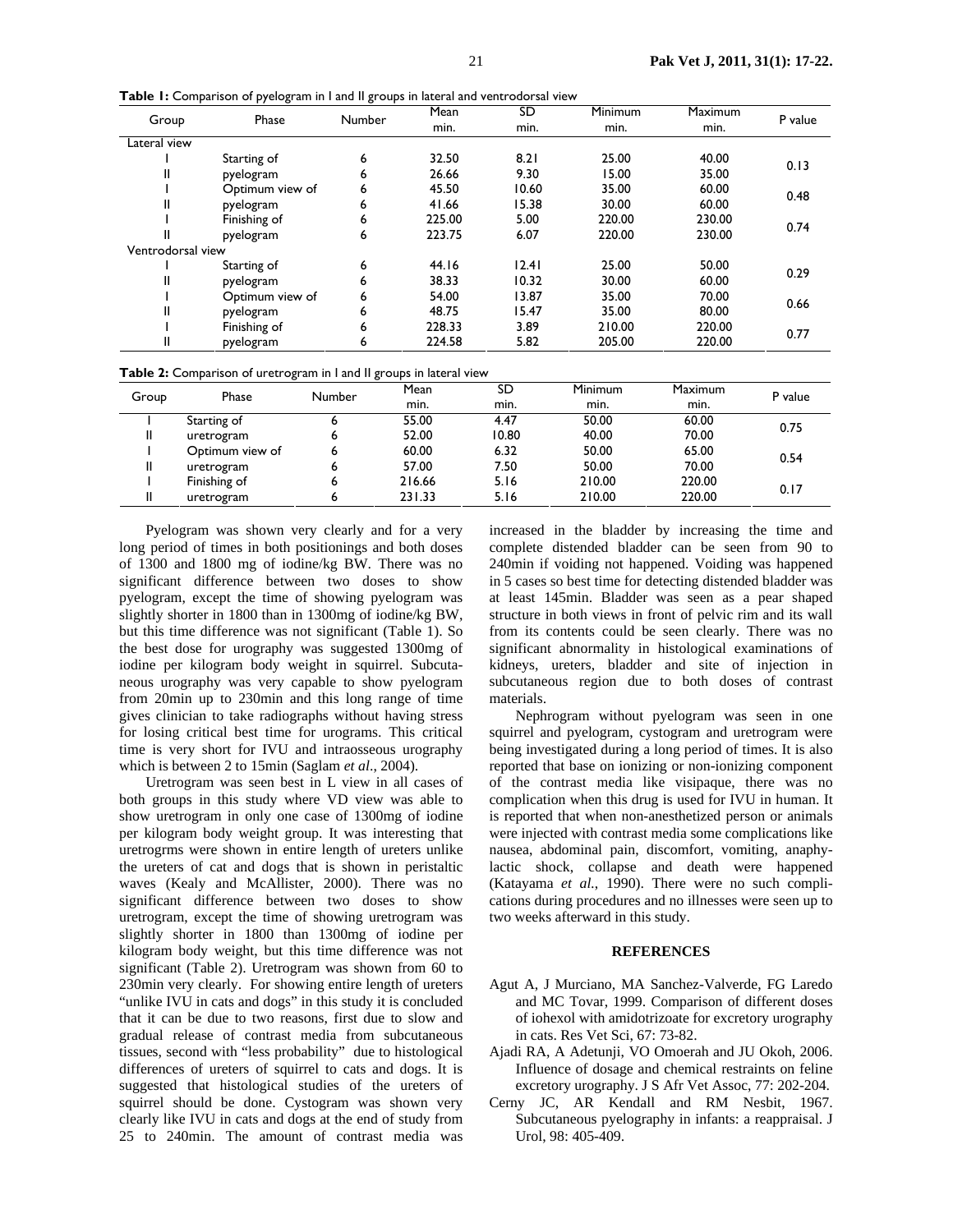**Table 1:** Comparison of pyelogram in I and II groups in lateral and ventrodorsal view

| Group | Phase | Number | Mean min. | SD min. | Minimum min. | Maximum min. | P value |
|---|---|---|---|---|---|---|---|
| Lateral view | | | | | | | |
| I | Starting of | 6 | 32.50 | 8.21 | 25.00 | 40.00 | 0.13 |
| II | pyelogram | 6 | 26.66 | 9.30 | 15.00 | 35.00 | |
| I | Optimum view of | 6 | 45.50 | 10.60 | 35.00 | 60.00 | 0.48 |
| II | pyelogram | 6 | 41.66 | 15.38 | 30.00 | 60.00 | |
| I | Finishing of | 6 | 225.00 | 5.00 | 220.00 | 230.00 | 0.74 |
| II | pyelogram | 6 | 223.75 | 6.07 | 220.00 | 230.00 | |
| Ventrodorsal view | | | | | | | |
| I | Starting of | 6 | 44.16 | 12.41 | 25.00 | 50.00 | 0.29 |
| II | pyelogram | 6 | 38.33 | 10.32 | 30.00 | 60.00 | |
| I | Optimum view of | 6 | 54.00 | 13.87 | 35.00 | 70.00 | 0.66 |
| II | pyelogram | 6 | 48.75 | 15.47 | 35.00 | 80.00 | |
| I | Finishing of | 6 | 228.33 | 3.89 | 210.00 | 220.00 | 0.77 |
| II | pyelogram | 6 | 224.58 | 5.82 | 205.00 | 220.00 | |

**Table 2:** Comparison of uretrogram in I and II groups in lateral view

| Group | Phase | Number | Mean min. | SD min. | Minimum min. | Maximum min. | P value |
|---|---|---|---|---|---|---|---|
| I | Starting of | 6 | 55.00 | 4.47 | 50.00 | 60.00 | 0.75 |
| II | uretrogram | 6 | 52.00 | 10.80 | 40.00 | 70.00 | |
| I | Optimum view of | 6 | 60.00 | 6.32 | 50.00 | 65.00 | 0.54 |
| II | uretrogram | 6 | 57.00 | 7.50 | 50.00 | 70.00 | |
| I | Finishing of | 6 | 216.66 | 5.16 | 210.00 | 220.00 | 0.17 |
| II | uretrogram | 6 | 231.33 | 5.16 | 210.00 | 220.00 | |

Pyelogram was shown very clearly and for a very long period of times in both positionings and both doses of 1300 and 1800 mg of iodine/kg BW. There was no significant difference between two doses to show pyelogram, except the time of showing pyelogram was slightly shorter in 1800 than in 1300mg of iodine/kg BW, but this time difference was not significant (Table 1). So the best dose for urography was suggested 1300mg of iodine per kilogram body weight in squirrel. Subcutaneous urography was very capable to show pyelogram from 20min up to 230min and this long range of time gives clinician to take radiographs without having stress for losing critical best time for urograms. This critical time is very short for IVU and intraosseous urography which is between 2 to 15min (Saglam *et al*., 2004).

Uretrogram was seen best in L view in all cases of both groups in this study where VD view was able to show uretrogram in only one case of 1300mg of iodine per kilogram body weight group. It was interesting that uretrogrms were shown in entire length of ureters unlike the ureters of cat and dogs that is shown in peristaltic waves (Kealy and McAllister, 2000). There was no significant difference between two doses to show uretrogram, except the time of showing uretrogram was slightly shorter in 1800 than 1300mg of iodine per kilogram body weight, but this time difference was not significant (Table 2). Uretrogram was shown from 60 to 230min very clearly. For showing entire length of ureters "unlike IVU in cats and dogs" in this study it is concluded that it can be due to two reasons, first due to slow and gradual release of contrast media from subcutaneous tissues, second with "less probability" due to histological differences of ureters of squirrel to cats and dogs. It is suggested that histological studies of the ureters of squirrel should be done. Cystogram was shown very clearly like IVU in cats and dogs at the end of study from 25 to 240min. The amount of contrast media was increased in the bladder by increasing the time and complete distended bladder can be seen from 90 to 240min if voiding not happened. Voiding was happened in 5 cases so best time for detecting distended bladder was at least 145min. Bladder was seen as a pear shaped structure in both views in front of pelvic rim and its wall from its contents could be seen clearly. There was no significant abnormality in histological examinations of kidneys, ureters, bladder and site of injection in subcutaneous region due to both doses of contrast materials.

Nephrogram without pyelogram was seen in one squirrel and pyelogram, cystogram and uretrogram were being investigated during a long period of times. It is also reported that base on ionizing or non-ionizing component of the contrast media like visipaque, there was no complication when this drug is used for IVU in human. It is reported that when non-anesthetized person or animals were injected with contrast media some complications like nausea, abdominal pain, discomfort, vomiting, anaphylactic shock, collapse and death were happened (Katayama *et al*., 1990). There were no such complications during procedures and no illnesses were seen up to two weeks afterward in this study.

## REFERENCES

Agut A, J Murciano, MA Sanchez-Valverde, FG Laredo and MC Tovar, 1999. Comparison of different doses of iohexol with amidotrizoate for excretory urography in cats. Res Vet Sci, 67: 73-82.

Ajadi RA, A Adetunji, VO Omoerah and JU Okoh, 2006. Influence of dosage and chemical restraints on feline excretory urography. J S Afr Vet Assoc, 77: 202-204.

Cerny JC, AR Kendall and RM Nesbit, 1967. Subcutaneous pyelography in infants: a reappraisal. J Urol, 98: 405-409.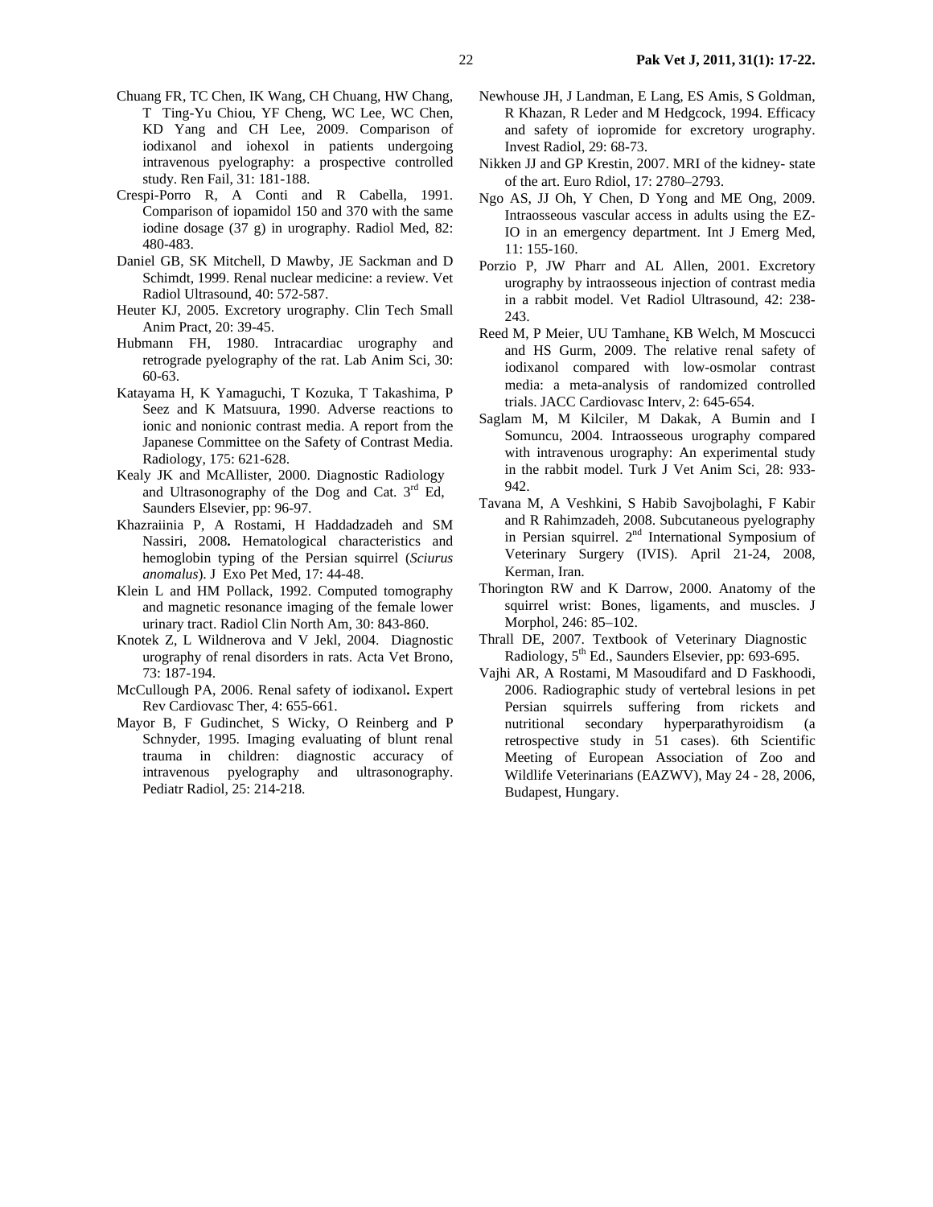Chuang FR, TC Chen, IK Wang, CH Chuang, HW Chang, T Ting-Yu Chiou, YF Cheng, WC Lee, WC Chen, KD Yang and CH Lee, 2009. Comparison of iodixanol and iohexol in patients undergoing intravenous pyelography: a prospective controlled study. Ren Fail, 31: 181-188.

Crespi-Porro R, A Conti and R Cabella, 1991. Comparison of iopamidol 150 and 370 with the same iodine dosage (37 g) in urography. Radiol Med, 82: 480-483.

Daniel GB, SK Mitchell, D Mawby, JE Sackman and D Schimdt, 1999. Renal nuclear medicine: a review. Vet Radiol Ultrasound, 40: 572-587.

Heuter KJ, 2005. Excretory urography. Clin Tech Small Anim Pract, 20: 39-45.

Hubmann FH, 1980. Intracardiac urography and retrograde pyelography of the rat. Lab Anim Sci, 30: 60-63.

Katayama H, K Yamaguchi, T Kozuka, T Takashima, P Seez and K Matsuura, 1990. Adverse reactions to ionic and nonionic contrast media. A report from the Japanese Committee on the Safety of Contrast Media. Radiology, 175: 621-628.

Kealy JK and McAllister, 2000. Diagnostic Radiology and Ultrasonography of the Dog and Cat. 3rd Ed, Saunders Elsevier, pp: 96-97.

Khazraiinia P, A Rostami, H Haddadzadeh and SM Nassiri, 2008**.** Hematological characteristics and hemoglobin typing of the Persian squirrel (*Sciurus anomalus*). J Exo Pet Med, 17: 44-48.

Klein L and HM Pollack, 1992. Computed tomography and magnetic resonance imaging of the female lower urinary tract. Radiol Clin North Am, 30: 843-860.

Knotek Z, L Wildnerova and V Jekl, 2004. Diagnostic urography of renal disorders in rats. Acta Vet Brono, 73: 187-194.

McCullough PA, 2006. Renal safety of iodixanol**.** Expert Rev Cardiovasc Ther, 4: 655-661.

Mayor B, F Gudinchet, S Wicky, O Reinberg and P Schnyder, 1995. Imaging evaluating of blunt renal trauma in children: diagnostic accuracy of intravenous pyelography and ultrasonography. Pediatr Radiol, 25: 214-218.

Newhouse JH, J Landman, E Lang, ES Amis, S Goldman, R Khazan, R Leder and M Hedgcock, 1994. Efficacy and safety of iopromide for excretory urography. Invest Radiol, 29: 68-73.

Nikken JJ and GP Krestin, 2007. MRI of the kidney- state of the art. Euro Rdiol, 17: 2780–2793.

Ngo AS, JJ Oh, Y Chen, D Yong and ME Ong, 2009. Intraosseous vascular access in adults using the EZ-IO in an emergency department. Int J Emerg Med, 11: 155-160.

Porzio P, JW Pharr and AL Allen, 2001. Excretory urography by intraosseous injection of contrast media in a rabbit model. Vet Radiol Ultrasound, 42: 238-243.

Reed M, P Meier, UU Tamhane, KB Welch, M Moscucci and HS Gurm, 2009. The relative renal safety of iodixanol compared with low-osmolar contrast media: a meta-analysis of randomized controlled trials. JACC Cardiovasc Interv, 2: 645-654.

Saglam M, M Kilciler, M Dakak, A Bumin and I Somuncu, 2004. Intraosseous urography compared with intravenous urography: An experimental study in the rabbit model. Turk J Vet Anim Sci, 28: 933-942.

Tavana M, A Veshkini, S Habib Savojbolaghi, F Kabir and R Rahimzadeh, 2008. Subcutaneous pyelography in Persian squirrel. 2nd International Symposium of Veterinary Surgery (IVIS). April 21-24, 2008, Kerman, Iran.

Thorington RW and K Darrow, 2000. Anatomy of the squirrel wrist: Bones, ligaments, and muscles. J Morphol, 246: 85–102.

Thrall DE, 2007. Textbook of Veterinary Diagnostic Radiology, 5th Ed., Saunders Elsevier, pp: 693-695.

Vajhi AR, A Rostami, M Masoudifard and D Faskhoodi, 2006. Radiographic study of vertebral lesions in pet Persian squirrels suffering from rickets and nutritional secondary hyperparathyroidism (a retrospective study in 51 cases). 6th Scientific Meeting of European Association of Zoo and Wildlife Veterinarians (EAZWV), May 24 - 28, 2006, Budapest, Hungary.